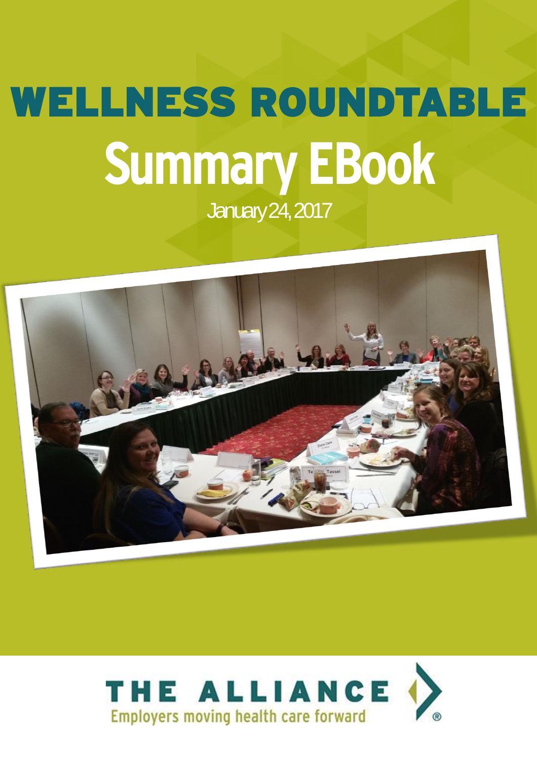# WELLNESS ROUNDTABLE

# Summary EBook

January 24, 2017

THE ALLIANCE

Employers moving health care forward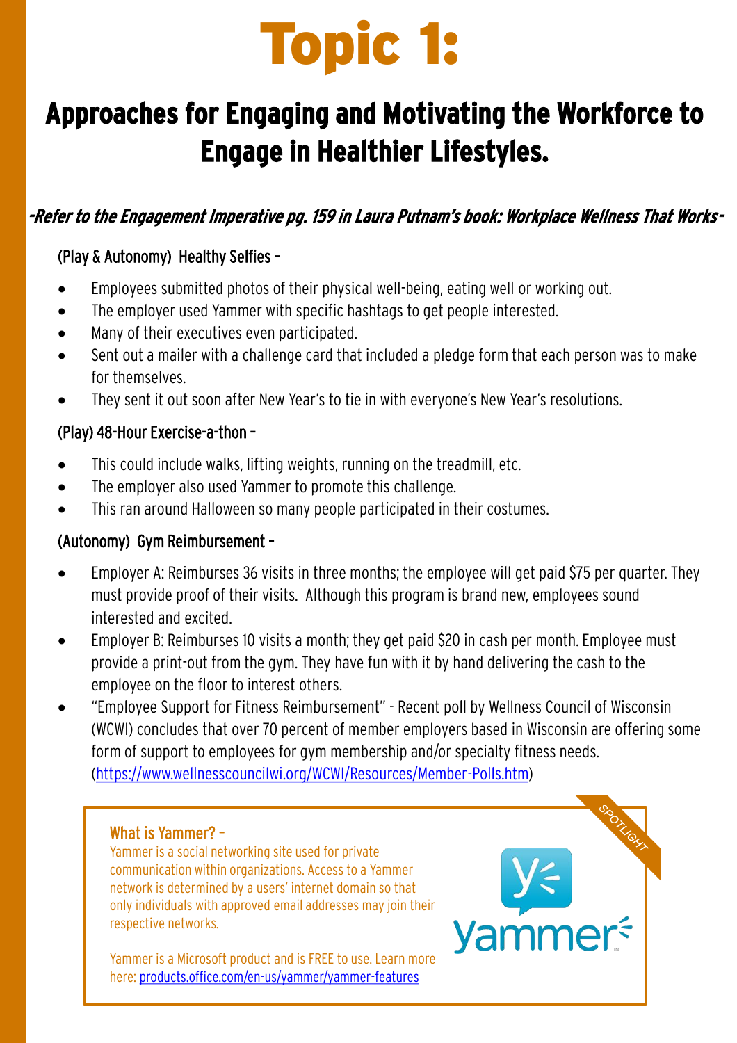# Topic 1:

## Approaches for Engaging and Motivating the Workforce to Engage in Healthier Lifestyles.

*-Refer to the Engagement Imperative pg. 159 in Laura Putnam's book: Workplace Wellness That Works-*

### (Play & Autonomy) Healthy Selfies –

- Employees submitted photos of their physical well-being, eating well or working out.
- The employer used Yammer with specific hashtags to get people interested.
- Many of their executives even participated.
- Sent out a mailer with a challenge card that included a pledge form that each person was to make for themselves.
- They sent it out soon after New Year's to tie in with everyone's New Year's resolutions.

### (Play) 48-Hour Exercise-a-thon –

- This could include walks, lifting weights, running on the treadmill, etc.
- The employer also used Yammer to promote this challenge.
- This ran around Halloween so many people participated in their costumes.

### (Autonomy) Gym Reimbursement –

- Employer A: Reimburses 36 visits in three months; the employee will get paid $75 per quarter. They must provide proof of their visits. Although this program is brand new, employees sound interested and excited.
- Employer B: Reimburses 10 visits a month; they get paid $20 in cash per month. Employee must provide a print-out from the gym. They have fun with it by hand delivering the cash to the employee on the floor to interest others.
- "Employee Support for Fitness Reimbursement" - Recent poll by Wellness Council of Wisconsin (WCWI) concludes that over 70 percent of member employers based in Wisconsin are offering some form of support to employees for gym membership and/or specialty fitness needs. (https://www.wellnesscouncilwi.org/WCWI/Resources/Member-Polls.htm)

### What is Yammer? –

SPOTLIGHT

Yammer is a social networking site used for private communication within organizations. Access to a Yammer network is determined by a users' internet domain so that only individuals with approved email addresses may join their respective networks.

Yammer is a Microsoft product and is FREE to use. Learn more here: products.office.com/en-us/yammer/yammer-features

yammer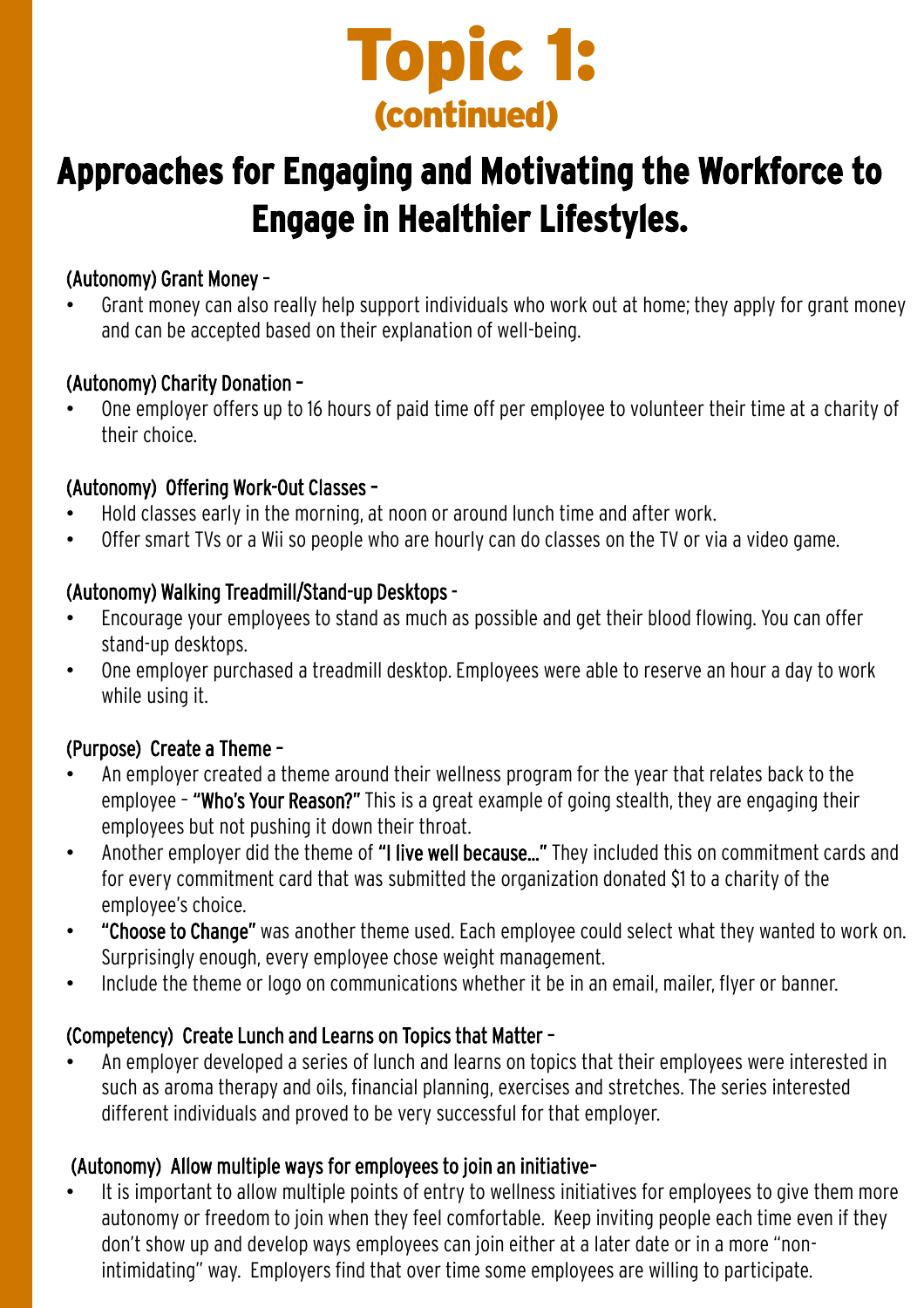# Topic 1:
## (continued)

## Approaches for Engaging and Motivating the Workforce to Engage in Healthier Lifestyles.

**(Autonomy) Grant Money –**

- Grant money can also really help support individuals who work out at home; they apply for grant money and can be accepted based on their explanation of well-being.

**(Autonomy) Charity Donation –**

- One employer offers up to 16 hours of paid time off per employee to volunteer their time at a charity of their choice.

**(Autonomy) Offering Work-Out Classes –**

- Hold classes early in the morning, at noon or around lunch time and after work.
- Offer smart TVs or a Wii so people who are hourly can do classes on the TV or via a video game.

**(Autonomy) Walking Treadmill/Stand-up Desktops -**

- Encourage your employees to stand as much as possible and get their blood flowing. You can offer stand-up desktops.
- One employer purchased a treadmill desktop. Employees were able to reserve an hour a day to work while using it.

**(Purpose) Create a Theme –**

- An employer created a theme around their wellness program for the year that relates back to the employee – **"Who's Your Reason?"** This is a great example of going stealth, they are engaging their employees but not pushing it down their throat.
- Another employer did the theme of **"I live well because..."** They included this on commitment cards and for every commitment card that was submitted the organization donated $1 to a charity of the employee's choice.
- **"Choose to Change"** was another theme used. Each employee could select what they wanted to work on. Surprisingly enough, every employee chose weight management.
- Include the theme or logo on communications whether it be in an email, mailer, flyer or banner.

**(Competency) Create Lunch and Learns on Topics that Matter –**

- An employer developed a series of lunch and learns on topics that their employees were interested in such as aroma therapy and oils, financial planning, exercises and stretches. The series interested different individuals and proved to be very successful for that employer.

**(Autonomy) Allow multiple ways for employees to join an initiative–**

- It is important to allow multiple points of entry to wellness initiatives for employees to give them more autonomy or freedom to join when they feel comfortable. Keep inviting people each time even if they don't show up and develop ways employees can join either at a later date or in a more "non-intimidating" way. Employers find that over time some employees are willing to participate.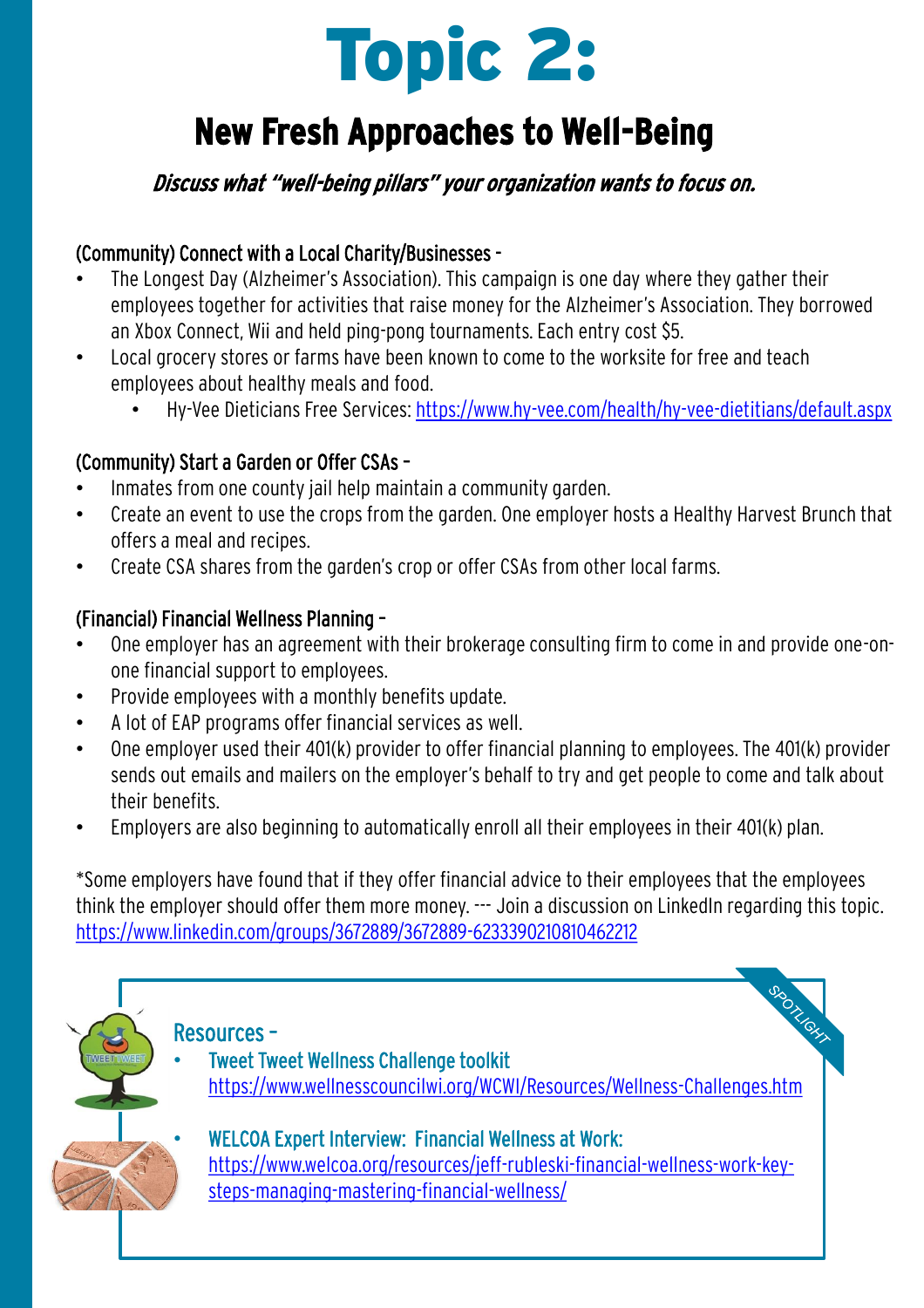# Topic 2:

## New Fresh Approaches to Well-Being

***Discuss what "well-being pillars" your organization wants to focus on.***

### (Community) Connect with a Local Charity/Businesses -

- The Longest Day (Alzheimer's Association). This campaign is one day where they gather their employees together for activities that raise money for the Alzheimer's Association. They borrowed an Xbox Connect, Wii and held ping-pong tournaments. Each entry cost $5.
- Local grocery stores or farms have been known to come to the worksite for free and teach employees about healthy meals and food.
  - Hy-Vee Dieticians Free Services: https://www.hy-vee.com/health/hy-vee-dietitians/default.aspx

### (Community) Start a Garden or Offer CSAs –

- Inmates from one county jail help maintain a community garden.
- Create an event to use the crops from the garden. One employer hosts a Healthy Harvest Brunch that offers a meal and recipes.
- Create CSA shares from the garden's crop or offer CSAs from other local farms.

### (Financial) Financial Wellness Planning –

- One employer has an agreement with their brokerage consulting firm to come in and provide one-on-one financial support to employees.
- Provide employees with a monthly benefits update.
- A lot of EAP programs offer financial services as well.
- One employer used their 401(k) provider to offer financial planning to employees. The 401(k) provider sends out emails and mailers on the employer's behalf to try and get people to come and talk about their benefits.
- Employers are also beginning to automatically enroll all their employees in their 401(k) plan.

*Some employers have found that if they offer financial advice to their employees that the employees think the employer should offer them more money. --- Join a discussion on LinkedIn regarding this topic. https://www.linkedin.com/groups/3672889/3672889-6233390210810462212

SPOTLIGHT

### Resources –

- Tweet Tweet Wellness Challenge toolkit
  https://www.wellnesscouncilwi.org/WCWI/Resources/Wellness-Challenges.htm
- WELCOA Expert Interview: Financial Wellness at Work:
  https://www.welcoa.org/resources/jeff-rubleski-financial-wellness-work-key-steps-managing-mastering-financial-wellness/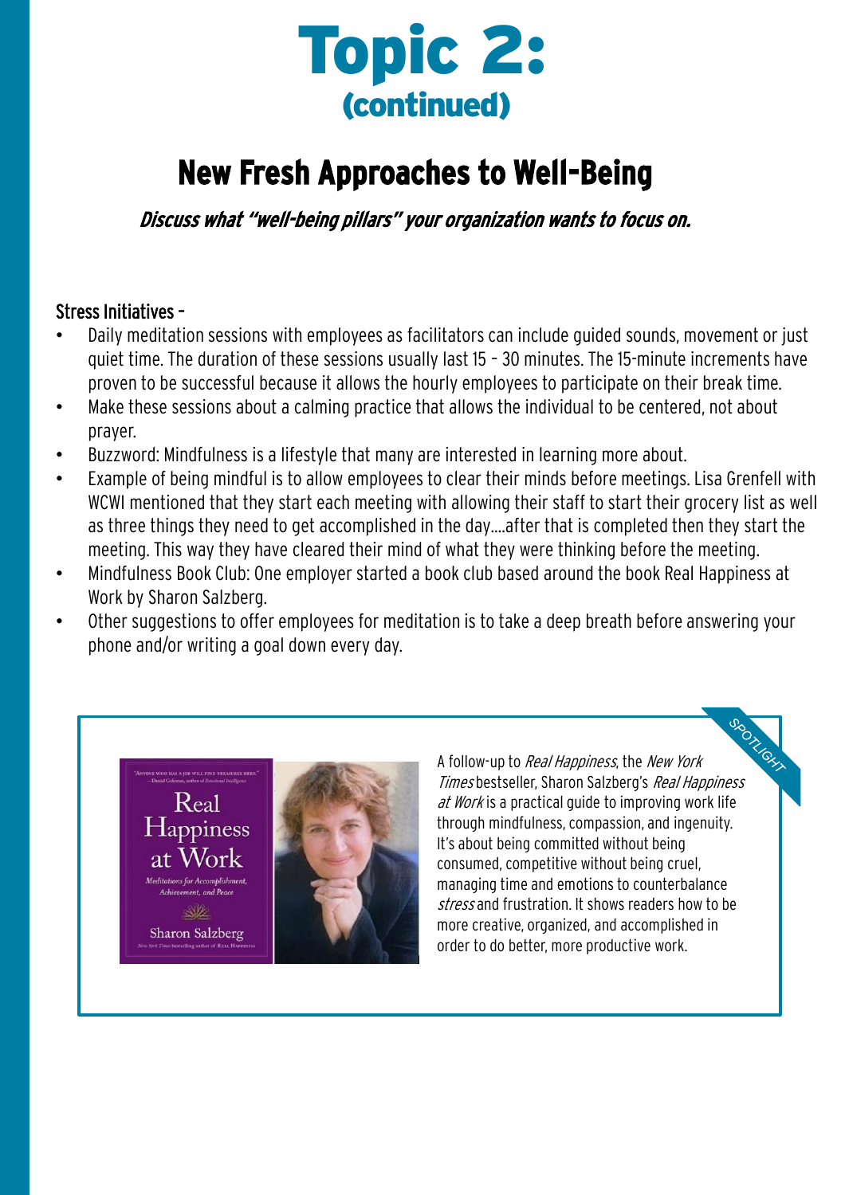# Topic 2:
## (continued)

## New Fresh Approaches to Well-Being

*Discuss what "well-being pillars" your organization wants to focus on.*

Stress Initiatives –

- Daily meditation sessions with employees as facilitators can include guided sounds, movement or just quiet time. The duration of these sessions usually last 15 – 30 minutes. The 15-minute increments have proven to be successful because it allows the hourly employees to participate on their break time.
- Make these sessions about a calming practice that allows the individual to be centered, not about prayer.
- Buzzword: Mindfulness is a lifestyle that many are interested in learning more about.
- Example of being mindful is to allow employees to clear their minds before meetings. Lisa Grenfell with WCWI mentioned that they start each meeting with allowing their staff to start their grocery list as well as three things they need to get accomplished in the day….after that is completed then they start the meeting. This way they have cleared their mind of what they were thinking before the meeting.
- Mindfulness Book Club: One employer started a book club based around the book Real Happiness at Work by Sharon Salzberg.
- Other suggestions to offer employees for meditation is to take a deep breath before answering your phone and/or writing a goal down every day.

SPOTLIGHT

A follow-up to *Real Happiness*, the *New York Times* bestseller, Sharon Salzberg's *Real Happiness at Work* is a practical guide to improving work life through mindfulness, compassion, and ingenuity. It's about being committed without being consumed, competitive without being cruel, managing time and emotions to counterbalance *stress* and frustration. It shows readers how to be more creative, organized, and accomplished in order to do better, more productive work.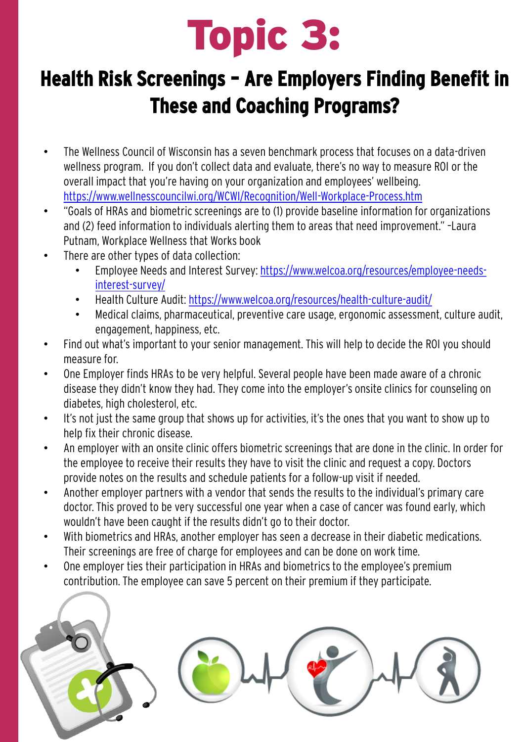# Topic 3:

## Health Risk Screenings – Are Employers Finding Benefit in These and Coaching Programs?

- The Wellness Council of Wisconsin has a seven benchmark process that focuses on a data-driven wellness program. If you don't collect data and evaluate, there's no way to measure ROI or the overall impact that you're having on your organization and employees' wellbeing. https://www.wellnesscouncilwi.org/WCWI/Recognition/Well-Workplace-Process.htm
- "Goals of HRAs and biometric screenings are to (1) provide baseline information for organizations and (2) feed information to individuals alerting them to areas that need improvement." –Laura Putnam, Workplace Wellness that Works book
- There are other types of data collection:
  - Employee Needs and Interest Survey: https://www.welcoa.org/resources/employee-needs-interest-survey/
  - Health Culture Audit: https://www.welcoa.org/resources/health-culture-audit/
  - Medical claims, pharmaceutical, preventive care usage, ergonomic assessment, culture audit, engagement, happiness, etc.
- Find out what's important to your senior management. This will help to decide the ROI you should measure for.
- One Employer finds HRAs to be very helpful. Several people have been made aware of a chronic disease they didn't know they had. They come into the employer's onsite clinics for counseling on diabetes, high cholesterol, etc.
- It's not just the same group that shows up for activities, it's the ones that you want to show up to help fix their chronic disease.
- An employer with an onsite clinic offers biometric screenings that are done in the clinic. In order for the employee to receive their results they have to visit the clinic and request a copy. Doctors provide notes on the results and schedule patients for a follow-up visit if needed.
- Another employer partners with a vendor that sends the results to the individual's primary care doctor. This proved to be very successful one year when a case of cancer was found early, which wouldn't have been caught if the results didn't go to their doctor.
- With biometrics and HRAs, another employer has seen a decrease in their diabetic medications. Their screenings are free of charge for employees and can be done on work time.
- One employer ties their participation in HRAs and biometrics to the employee's premium contribution. The employee can save 5 percent on their premium if they participate.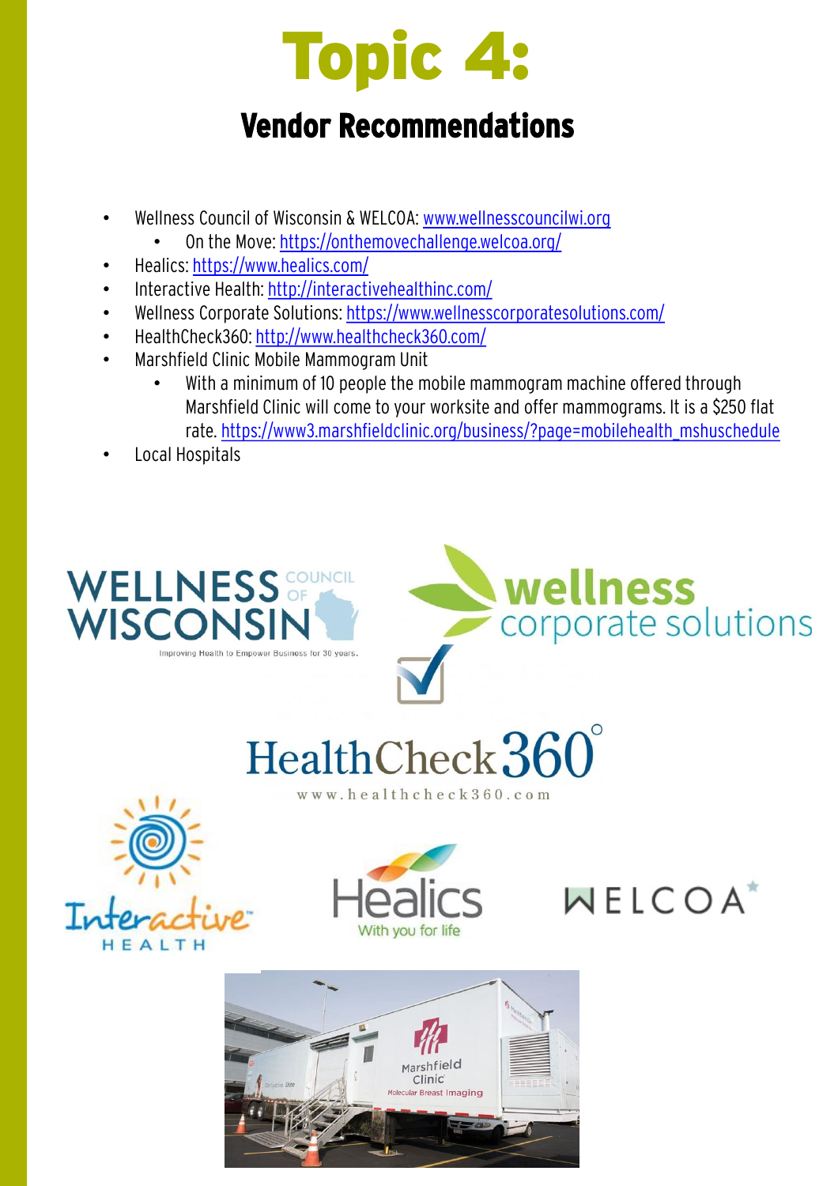# Topic 4:

## Vendor Recommendations

- Wellness Council of Wisconsin & WELCOA: www.wellnesscouncilwi.org
  - On the Move: https://onthemovechallenge.welcoa.org/
- Healics: https://www.healics.com/
- Interactive Health: http://interactivehealthinc.com/
- Wellness Corporate Solutions: https://www.wellnesscorporatesolutions.com/
- HealthCheck360: http://www.healthcheck360.com/
- Marshfield Clinic Mobile Mammogram Unit
  - With a minimum of 10 people the mobile mammogram machine offered through Marshfield Clinic will come to your worksite and offer mammograms. It is a $250 flat rate. https://www3.marshfieldclinic.org/business/?page=mobilehealth_mshuschedule
- Local Hospitals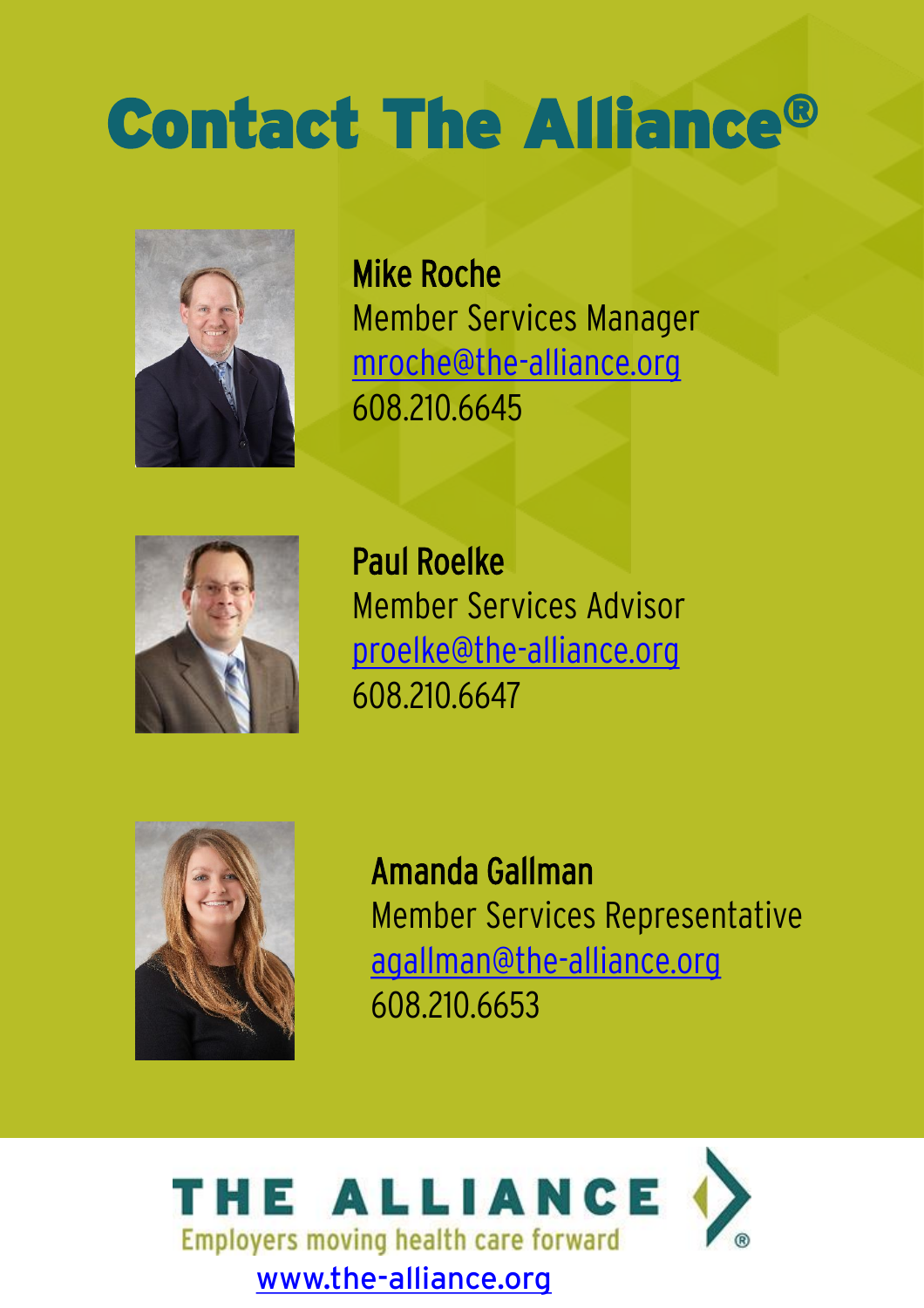# Contact The Alliance®

**Mike Roche**
Member Services Manager
mroche@the-alliance.org
608.210.6645

**Paul Roelke**
Member Services Advisor
proelke@the-alliance.org
608.210.6647

**Amanda Gallman**
Member Services Representative
agallman@the-alliance.org
608.210.6653

THE ALLIANCE®
Employers moving health care forward
www.the-alliance.org